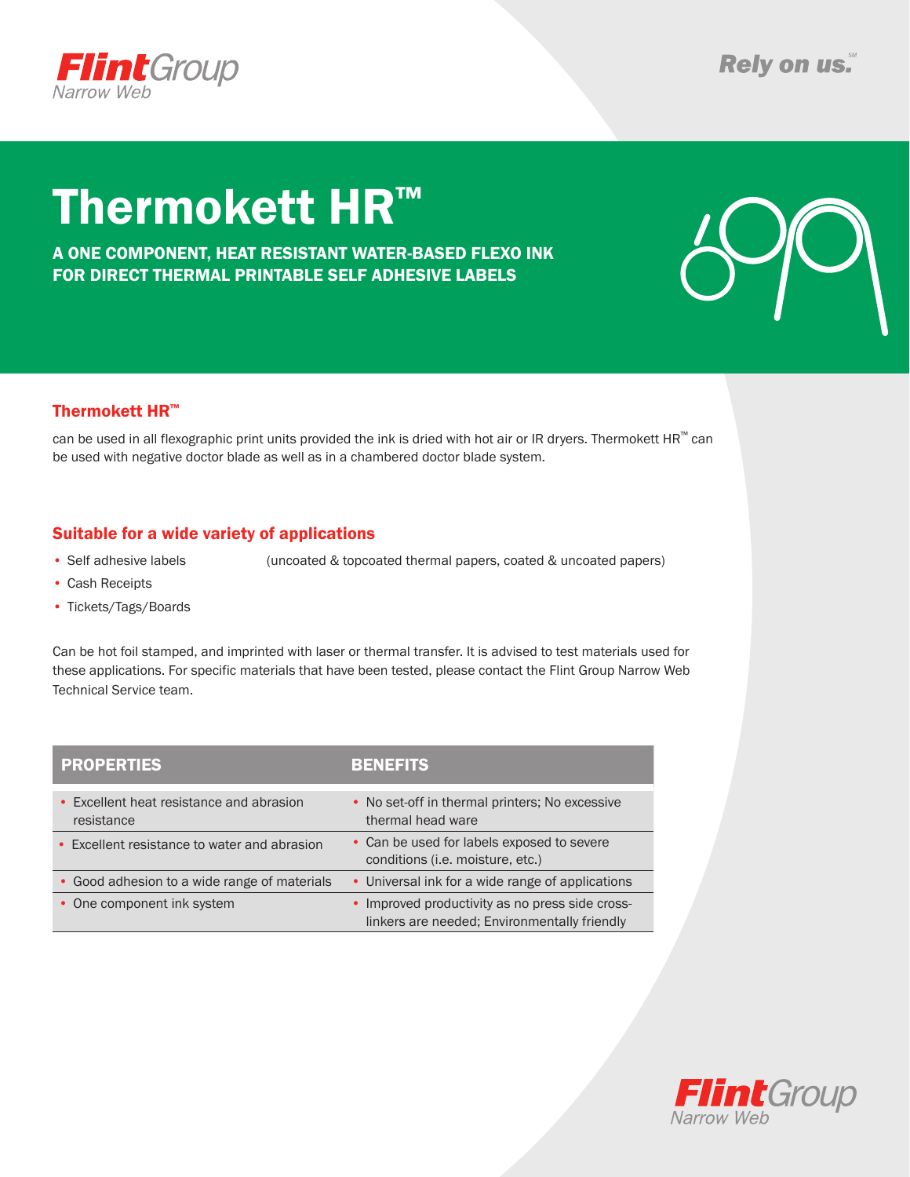# Thermokett HR™

**A ONE COMPONENT, HEAT RESISTANT WATER-BASED FLEXO INK FOR DIRECT THERMAL PRINTABLE SELF ADHESIVE LABELS**

## Thermokett HR™

can be used in all flexographic print units provided the ink is dried with hot air or IR dryers. Thermokett HR™ can be used with negative doctor blade as well as in a chambered doctor blade system.

## Suitable for a wide variety of applications

- Self adhesive labels (uncoated & topcoated thermal papers, coated & uncoated papers)
- Cash Receipts
- Tickets/Tags/Boards

Can be hot foil stamped, and imprinted with laser or thermal transfer. It is advised to test materials used for these applications. For specific materials that have been tested, please contact the Flint Group Narrow Web Technical Service team.

| PROPERTIES | BENEFITS |
|---|---|
| • Excellent heat resistance and abrasion resistance | • No set-off in thermal printers; No excessive thermal head ware |
| • Excellent resistance to water and abrasion | • Can be used for labels exposed to severe conditions (i.e. moisture, etc.) |
| • Good adhesion to a wide range of materials | • Universal ink for a wide range of applications |
| • One component ink system | • Improved productivity as no press side cross-linkers are needed; Environmentally friendly |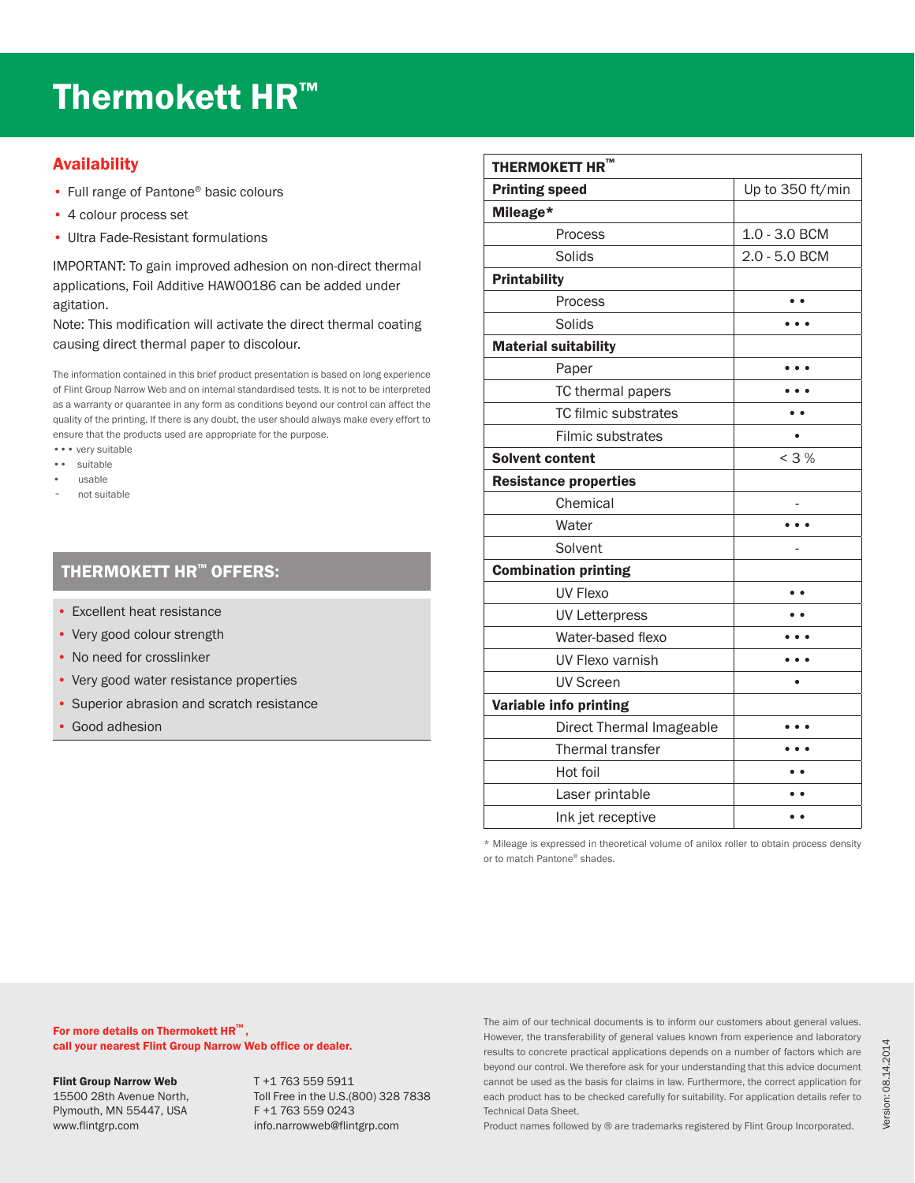# Thermokett HR™

## Availability

- Full range of Pantone® basic colours
- 4 colour process set
- Ultra Fade-Resistant formulations

IMPORTANT: To gain improved adhesion on non-direct thermal applications, Foil Additive HAW00186 can be added under agitation.
Note: This modification will activate the direct thermal coating causing direct thermal paper to discolour.

The information contained in this brief product presentation is based on long experience of Flint Group Narrow Web and on internal standardised tests. It is not to be interpreted as a warranty or quarantee in any form as conditions beyond our control can affect the quality of the printing. If there is any doubt, the user should always make every effort to ensure that the products used are appropriate for the purpose.

• • • very suitable
• • suitable
• usable
\- not suitable

## THERMOKETT HR™ OFFERS:

- Excellent heat resistance
- Very good colour strength
- No need for crosslinker
- Very good water resistance properties
- Superior abrasion and scratch resistance
- Good adhesion

| THERMOKETT HR™ | |
|---|---|
| **Printing speed** | Up to 350 ft/min |
| **Mileage*** | |
| Process | 1.0 - 3.0 BCM |
| Solids | 2.0 - 5.0 BCM |
| **Printability** | |
| Process | • • |
| Solids | • • • |
| **Material suitability** | |
| Paper | • • • |
| TC thermal papers | • • • |
| TC filmic substrates | • • |
| Filmic substrates | • |
| **Solvent content** | < 3 % |
| **Resistance properties** | |
| Chemical | - |
| Water | • • • |
| Solvent | - |
| **Combination printing** | |
| UV Flexo | • • |
| UV Letterpress | • • |
| Water-based flexo | • • • |
| UV Flexo varnish | • • • |
| UV Screen | • |
| **Variable info printing** | |
| Direct Thermal Imageable | • • • |
| Thermal transfer | • • • |
| Hot foil | • • |
| Laser printable | • • |
| Ink jet receptive | • • |

\* Mileage is expressed in theoretical volume of anilox roller to obtain process density or to match Pantone® shades.

**For more details on Thermokett HR™, call your nearest Flint Group Narrow Web office or dealer.**

**Flint Group Narrow Web**
15500 28th Avenue North,
Plymouth, MN 55447, USA
www.flintgrp.com

T +1 763 559 5911
Toll Free in the U.S.(800) 328 7838
F +1 763 559 0243
info.narrowweb@flintgrp.com

The aim of our technical documents is to inform our customers about general values. However, the transferability of general values known from experience and laboratory results to concrete practical applications depends on a number of factors which are beyond our control. We therefore ask for your understanding that this advice document cannot be used as the basis for claims in law. Furthermore, the correct application for each product has to be checked carefully for suitability. For application details refer to Technical Data Sheet.
Product names followed by ® are trademarks registered by Flint Group Incorporated.

Version: 08.14.2014